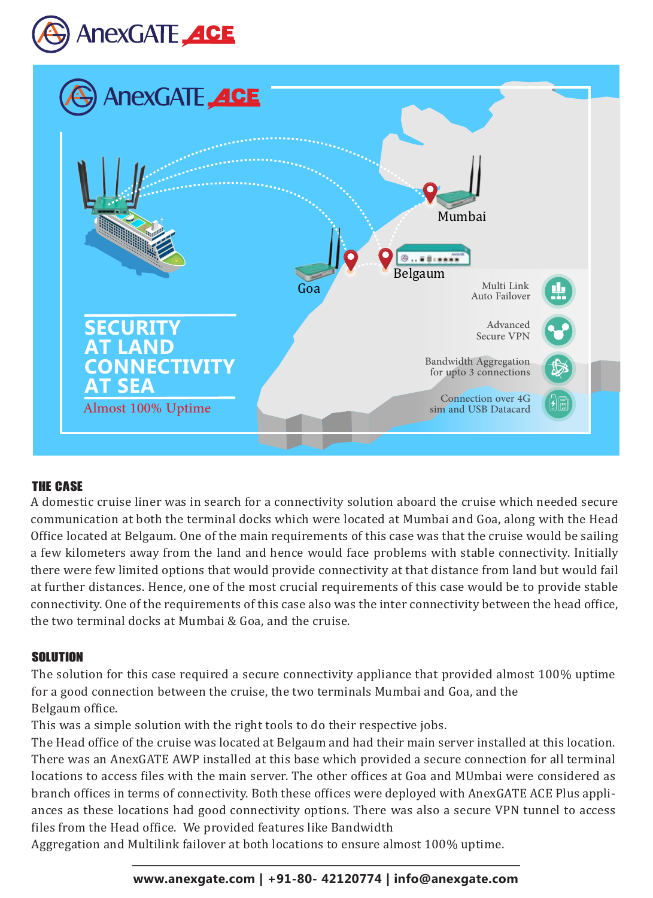# AnexGATE ACE

SECURITY AT LAND CONNECTIVITY AT SEA

Almost 100% Uptime

Mumbai

Goa

Belgaum

Multi Link Auto Failover

Advanced Secure VPN

Bandwidth Aggregation for upto 3 connections

Connection over 4G sim and USB Datacard

## THE CASE

A domestic cruise liner was in search for a connectivity solution aboard the cruise which needed secure communication at both the terminal docks which were located at Mumbai and Goa, along with the Head Office located at Belgaum. One of the main requirements of this case was that the cruise would be sailing a few kilometers away from the land and hence would face problems with stable connectivity. Initially there were few limited options that would provide connectivity at that distance from land but would fail at further distances. Hence, one of the most crucial requirements of this case would be to provide stable connectivity. One of the requirements of this case also was the inter connectivity between the head office, the two terminal docks at Mumbai & Goa, and the cruise.

## SOLUTION

The solution for this case required a secure connectivity appliance that provided almost 100% uptime for a good connection between the cruise, the two terminals Mumbai and Goa, and the Belgaum office.

This was a simple solution with the right tools to do their respective jobs.

The Head office of the cruise was located at Belgaum and had their main server installed at this location. There was an AnexGATE AWP installed at this base which provided a secure connection for all terminal locations to access files with the main server. The other offices at Goa and MUmbai were considered as branch offices in terms of connectivity. Both these offices were deployed with AnexGATE ACE Plus appliances as these locations had good connectivity options. There was also a secure VPN tunnel to access files from the Head office. We provided features like Bandwidth Aggregation and Multilink failover at both locations to ensure almost 100% uptime.

www.anexgate.com | +91-80- 42120774 | info@anexgate.com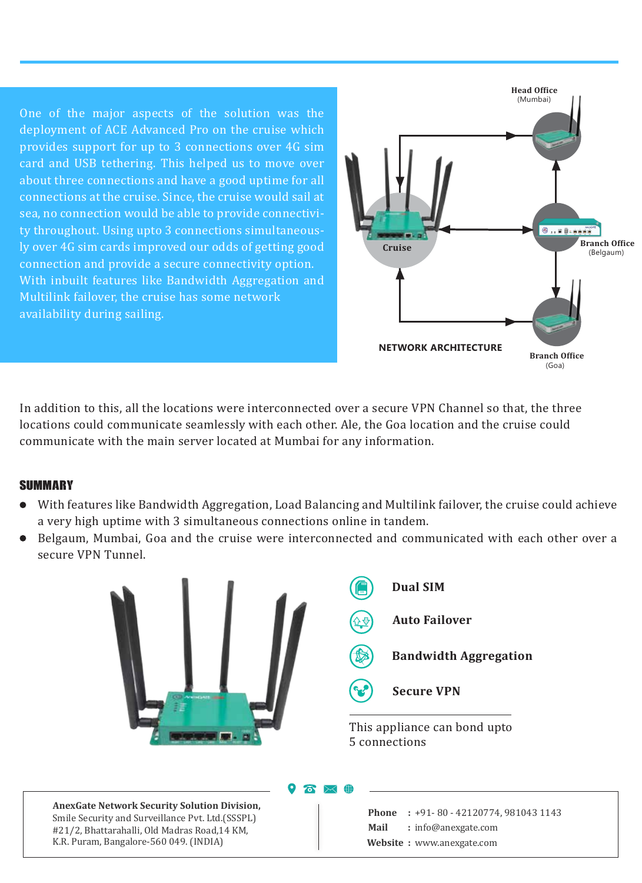One of the major aspects of the solution was the deployment of ACE Advanced Pro on the cruise which provides support for up to 3 connections over 4G sim card and USB tethering. This helped us to move over about three connections and have a good uptime for all connections at the cruise. Since, the cruise would sail at sea, no connection would be able to provide connectivity throughout. Using upto 3 connections simultaneously over 4G sim cards improved our odds of getting good connection and provide a secure connectivity option. With inbuilt features like Bandwidth Aggregation and Multilink failover, the cruise has some network availability during sailing.

Head Office
(Mumbai)

Cruise

Branch Office
(Belgaum)

Branch Office
(Goa)

NETWORK ARCHITECTURE

In addition to this, all the locations were interconnected over a secure VPN Channel so that, the three locations could communicate seamlessly with each other. Ale, the Goa location and the cruise could communicate with the main server located at Mumbai for any information.

## SUMMARY

- With features like Bandwidth Aggregation, Load Balancing and Multilink failover, the cruise could achieve a very high uptime with 3 simultaneous connections online in tandem.
- Belgaum, Mumbai, Goa and the cruise were interconnected and communicated with each other over a secure VPN Tunnel.

**Dual SIM**

**Auto Failover**

**Bandwidth Aggregation**

**Secure VPN**

This appliance can bond upto 5 connections

**AnexGate Network Security Solution Division,**
Smile Security and Surveillance Pvt. Ltd.(SSSPL)
#21/2, Bhattarahalli, Old Madras Road,14 KM,
K.R. Puram, Bangalore-560 049. (INDIA)

**Phone** : +91- 80 - 42120774, 981043 1143
**Mail** : info@anexgate.com
**Website** : www.anexgate.com